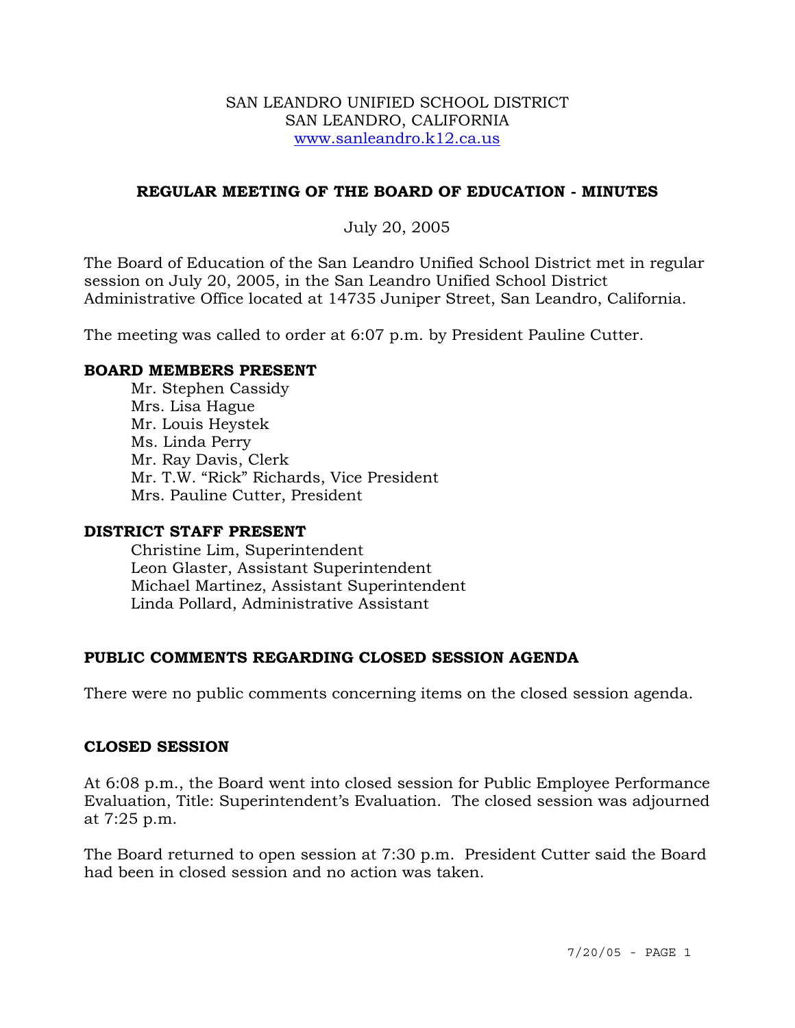SAN LEANDRO UNIFIED SCHOOL DISTRICT
SAN LEANDRO, CALIFORNIA
www.sanleandro.k12.ca.us

# REGULAR MEETING OF THE BOARD OF EDUCATION - MINUTES

July 20, 2005

The Board of Education of the San Leandro Unified School District met in regular session on July 20, 2005, in the San Leandro Unified School District Administrative Office located at 14735 Juniper Street, San Leandro, California.

The meeting was called to order at 6:07 p.m. by President Pauline Cutter.

## BOARD MEMBERS PRESENT

Mr. Stephen Cassidy
Mrs. Lisa Hague
Mr. Louis Heystek
Ms. Linda Perry
Mr. Ray Davis, Clerk
Mr. T.W. "Rick" Richards, Vice President
Mrs. Pauline Cutter, President

## DISTRICT STAFF PRESENT

Christine Lim, Superintendent
Leon Glaster, Assistant Superintendent
Michael Martinez, Assistant Superintendent
Linda Pollard, Administrative Assistant

## PUBLIC COMMENTS REGARDING CLOSED SESSION AGENDA

There were no public comments concerning items on the closed session agenda.

## CLOSED SESSION

At 6:08 p.m., the Board went into closed session for Public Employee Performance Evaluation, Title: Superintendent's Evaluation. The closed session was adjourned at 7:25 p.m.

The Board returned to open session at 7:30 p.m. President Cutter said the Board had been in closed session and no action was taken.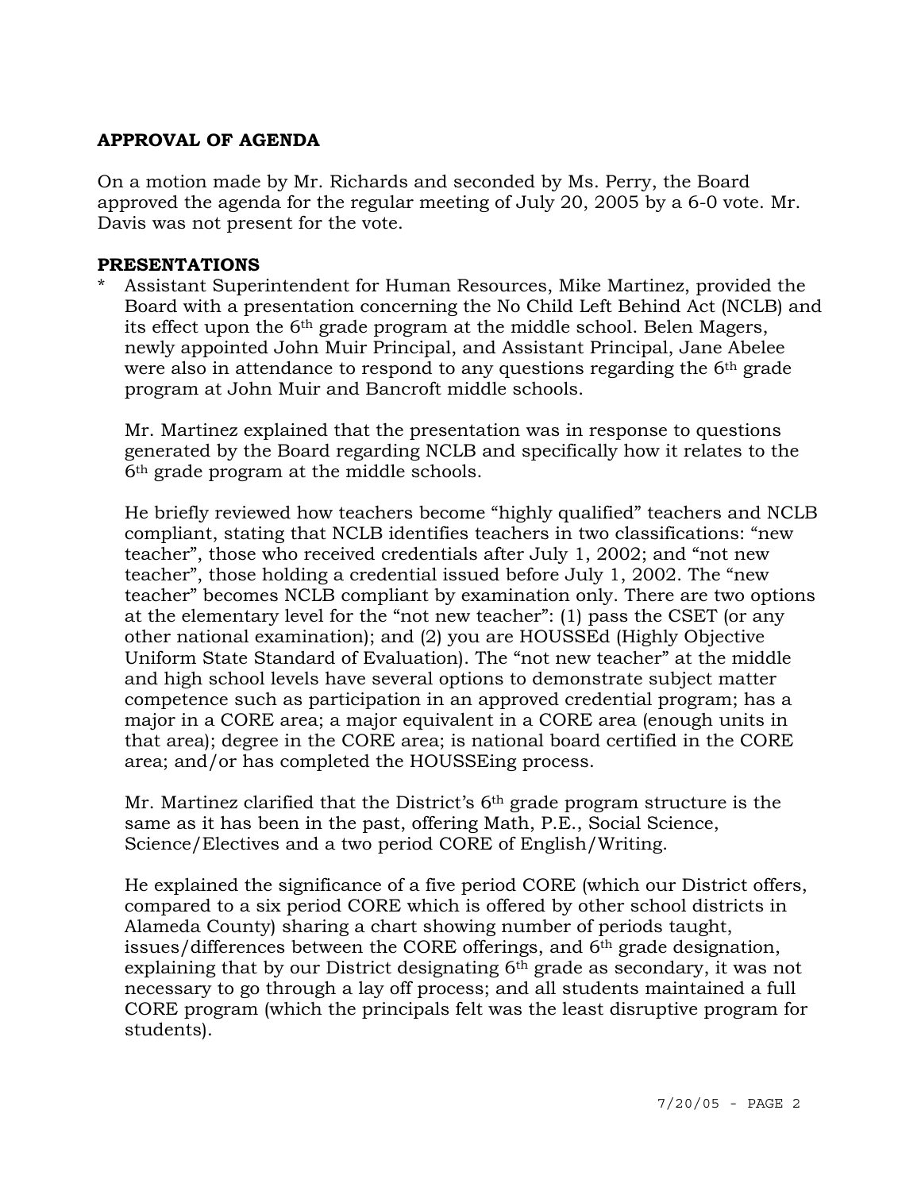**APPROVAL OF AGENDA**

On a motion made by Mr. Richards and seconded by Ms. Perry, the Board approved the agenda for the regular meeting of July 20, 2005 by a 6-0 vote. Mr. Davis was not present for the vote.

**PRESENTATIONS**

* Assistant Superintendent for Human Resources, Mike Martinez, provided the Board with a presentation concerning the No Child Left Behind Act (NCLB) and its effect upon the 6th grade program at the middle school. Belen Magers, newly appointed John Muir Principal, and Assistant Principal, Jane Abelee were also in attendance to respond to any questions regarding the 6th grade program at John Muir and Bancroft middle schools.

  Mr. Martinez explained that the presentation was in response to questions generated by the Board regarding NCLB and specifically how it relates to the 6th grade program at the middle schools.

  He briefly reviewed how teachers become "highly qualified" teachers and NCLB compliant, stating that NCLB identifies teachers in two classifications: "new teacher", those who received credentials after July 1, 2002; and "not new teacher", those holding a credential issued before July 1, 2002. The "new teacher" becomes NCLB compliant by examination only. There are two options at the elementary level for the "not new teacher": (1) pass the CSET (or any other national examination); and (2) you are HOUSSEd (Highly Objective Uniform State Standard of Evaluation). The "not new teacher" at the middle and high school levels have several options to demonstrate subject matter competence such as participation in an approved credential program; has a major in a CORE area; a major equivalent in a CORE area (enough units in that area); degree in the CORE area; is national board certified in the CORE area; and/or has completed the HOUSSEing process.

  Mr. Martinez clarified that the District's 6th grade program structure is the same as it has been in the past, offering Math, P.E., Social Science, Science/Electives and a two period CORE of English/Writing.

  He explained the significance of a five period CORE (which our District offers, compared to a six period CORE which is offered by other school districts in Alameda County) sharing a chart showing number of periods taught, issues/differences between the CORE offerings, and 6th grade designation, explaining that by our District designating 6th grade as secondary, it was not necessary to go through a lay off process; and all students maintained a full CORE program (which the principals felt was the least disruptive program for students).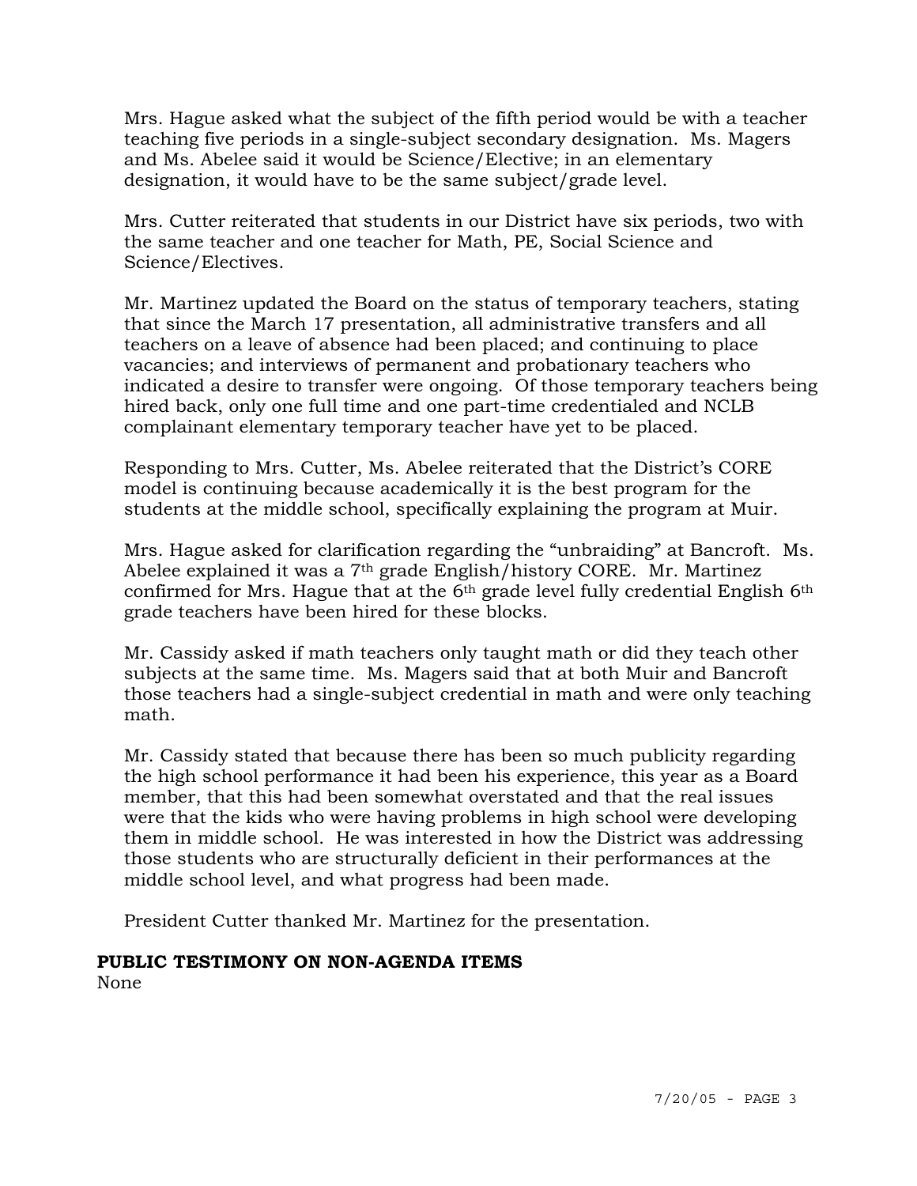Mrs. Hague asked what the subject of the fifth period would be with a teacher teaching five periods in a single-subject secondary designation. Ms. Magers and Ms. Abelee said it would be Science/Elective; in an elementary designation, it would have to be the same subject/grade level.

Mrs. Cutter reiterated that students in our District have six periods, two with the same teacher and one teacher for Math, PE, Social Science and Science/Electives.

Mr. Martinez updated the Board on the status of temporary teachers, stating that since the March 17 presentation, all administrative transfers and all teachers on a leave of absence had been placed; and continuing to place vacancies; and interviews of permanent and probationary teachers who indicated a desire to transfer were ongoing. Of those temporary teachers being hired back, only one full time and one part-time credentialed and NCLB complainant elementary temporary teacher have yet to be placed.

Responding to Mrs. Cutter, Ms. Abelee reiterated that the District's CORE model is continuing because academically it is the best program for the students at the middle school, specifically explaining the program at Muir.

Mrs. Hague asked for clarification regarding the "unbraiding" at Bancroft. Ms. Abelee explained it was a 7th grade English/history CORE. Mr. Martinez confirmed for Mrs. Hague that at the 6th grade level fully credential English 6th grade teachers have been hired for these blocks.

Mr. Cassidy asked if math teachers only taught math or did they teach other subjects at the same time. Ms. Magers said that at both Muir and Bancroft those teachers had a single-subject credential in math and were only teaching math.

Mr. Cassidy stated that because there has been so much publicity regarding the high school performance it had been his experience, this year as a Board member, that this had been somewhat overstated and that the real issues were that the kids who were having problems in high school were developing them in middle school. He was interested in how the District was addressing those students who are structurally deficient in their performances at the middle school level, and what progress had been made.

President Cutter thanked Mr. Martinez for the presentation.

**PUBLIC TESTIMONY ON NON-AGENDA ITEMS**

None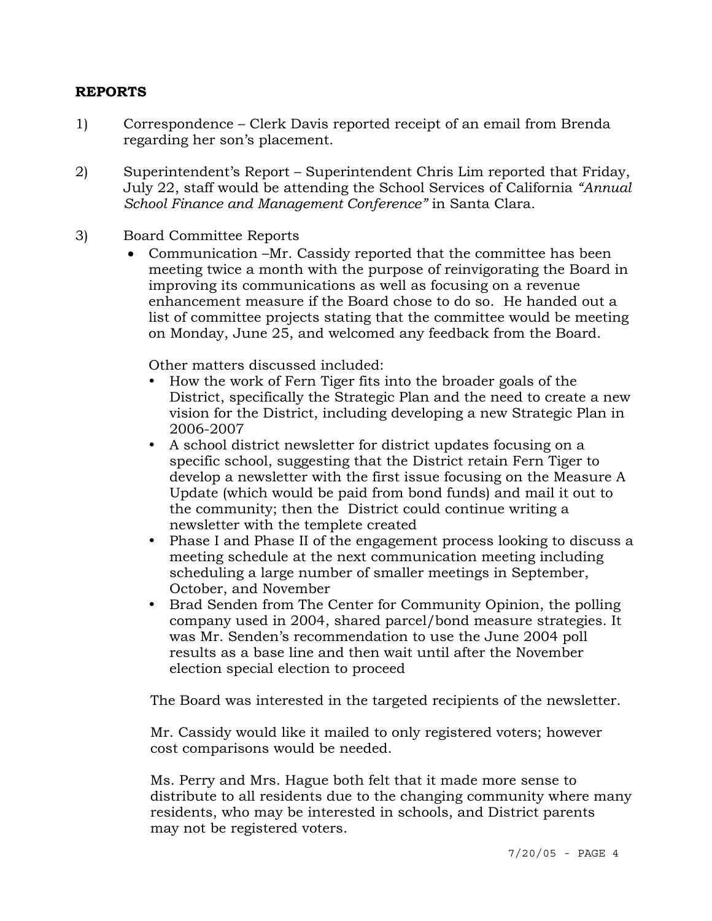**REPORTS**

1) Correspondence – Clerk Davis reported receipt of an email from Brenda regarding her son's placement.

2) Superintendent's Report – Superintendent Chris Lim reported that Friday, July 22, staff would be attending the School Services of California *"Annual School Finance and Management Conference"* in Santa Clara.

3) Board Committee Reports

- Communication –Mr. Cassidy reported that the committee has been meeting twice a month with the purpose of reinvigorating the Board in improving its communications as well as focusing on a revenue enhancement measure if the Board chose to do so. He handed out a list of committee projects stating that the committee would be meeting on Monday, June 25, and welcomed any feedback from the Board.

  Other matters discussed included:

  - How the work of Fern Tiger fits into the broader goals of the District, specifically the Strategic Plan and the need to create a new vision for the District, including developing a new Strategic Plan in 2006-2007
  - A school district newsletter for district updates focusing on a specific school, suggesting that the District retain Fern Tiger to develop a newsletter with the first issue focusing on the Measure A Update (which would be paid from bond funds) and mail it out to the community; then the District could continue writing a newsletter with the templete created
  - Phase I and Phase II of the engagement process looking to discuss a meeting schedule at the next communication meeting including scheduling a large number of smaller meetings in September, October, and November
  - Brad Senden from The Center for Community Opinion, the polling company used in 2004, shared parcel/bond measure strategies. It was Mr. Senden's recommendation to use the June 2004 poll results as a base line and then wait until after the November election special election to proceed

  The Board was interested in the targeted recipients of the newsletter.

  Mr. Cassidy would like it mailed to only registered voters; however cost comparisons would be needed.

  Ms. Perry and Mrs. Hague both felt that it made more sense to distribute to all residents due to the changing community where many residents, who may be interested in schools, and District parents may not be registered voters.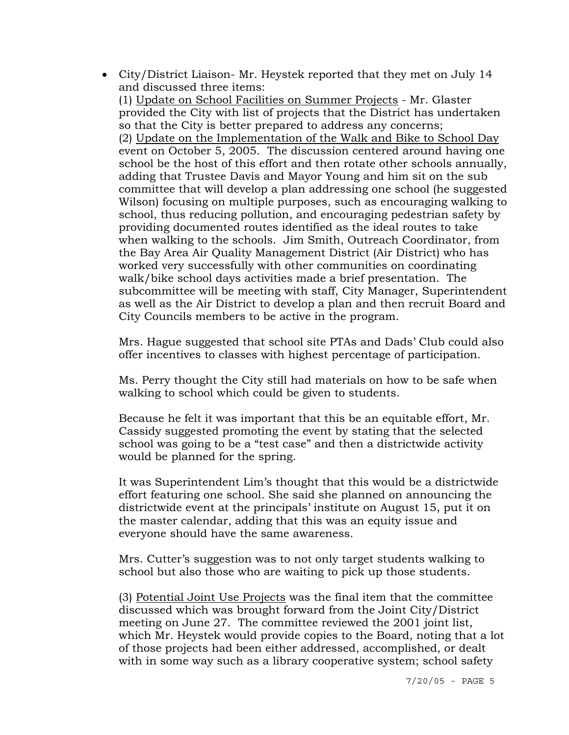- City/District Liaison- Mr. Heystek reported that they met on July 14 and discussed three items:
  (1) <u>Update on School Facilities on Summer Projects</u> - Mr. Glaster provided the City with list of projects that the District has undertaken so that the City is better prepared to address any concerns;
  (2) <u>Update on the Implementation of the Walk and Bike to School Day</u> event on October 5, 2005. The discussion centered around having one school be the host of this effort and then rotate other schools annually, adding that Trustee Davis and Mayor Young and him sit on the sub committee that will develop a plan addressing one school (he suggested Wilson) focusing on multiple purposes, such as encouraging walking to school, thus reducing pollution, and encouraging pedestrian safety by providing documented routes identified as the ideal routes to take when walking to the schools. Jim Smith, Outreach Coordinator, from the Bay Area Air Quality Management District (Air District) who has worked very successfully with other communities on coordinating walk/bike school days activities made a brief presentation. The subcommittee will be meeting with staff, City Manager, Superintendent as well as the Air District to develop a plan and then recruit Board and City Councils members to be active in the program.

  Mrs. Hague suggested that school site PTAs and Dads' Club could also offer incentives to classes with highest percentage of participation.

  Ms. Perry thought the City still had materials on how to be safe when walking to school which could be given to students.

  Because he felt it was important that this be an equitable effort, Mr. Cassidy suggested promoting the event by stating that the selected school was going to be a "test case" and then a districtwide activity would be planned for the spring.

  It was Superintendent Lim's thought that this would be a districtwide effort featuring one school. She said she planned on announcing the districtwide event at the principals' institute on August 15, put it on the master calendar, adding that this was an equity issue and everyone should have the same awareness.

  Mrs. Cutter's suggestion was to not only target students walking to school but also those who are waiting to pick up those students.

  (3) <u>Potential Joint Use Projects</u> was the final item that the committee discussed which was brought forward from the Joint City/District meeting on June 27. The committee reviewed the 2001 joint list, which Mr. Heystek would provide copies to the Board, noting that a lot of those projects had been either addressed, accomplished, or dealt with in some way such as a library cooperative system; school safety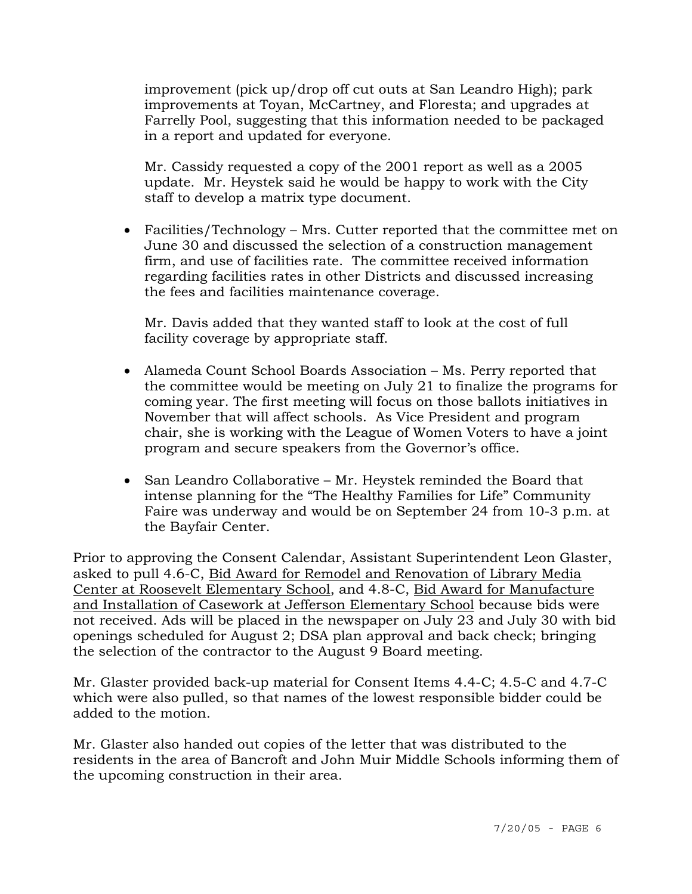improvement (pick up/drop off cut outs at San Leandro High); park improvements at Toyan, McCartney, and Floresta; and upgrades at Farrelly Pool, suggesting that this information needed to be packaged in a report and updated for everyone.

Mr. Cassidy requested a copy of the 2001 report as well as a 2005 update. Mr. Heystek said he would be happy to work with the City staff to develop a matrix type document.

- Facilities/Technology – Mrs. Cutter reported that the committee met on June 30 and discussed the selection of a construction management firm, and use of facilities rate. The committee received information regarding facilities rates in other Districts and discussed increasing the fees and facilities maintenance coverage.

  Mr. Davis added that they wanted staff to look at the cost of full facility coverage by appropriate staff.

- Alameda Count School Boards Association – Ms. Perry reported that the committee would be meeting on July 21 to finalize the programs for coming year. The first meeting will focus on those ballots initiatives in November that will affect schools. As Vice President and program chair, she is working with the League of Women Voters to have a joint program and secure speakers from the Governor's office.

- San Leandro Collaborative – Mr. Heystek reminded the Board that intense planning for the "The Healthy Families for Life" Community Faire was underway and would be on September 24 from 10-3 p.m. at the Bayfair Center.

Prior to approving the Consent Calendar, Assistant Superintendent Leon Glaster, asked to pull 4.6-C, Bid Award for Remodel and Renovation of Library Media Center at Roosevelt Elementary School, and 4.8-C, Bid Award for Manufacture and Installation of Casework at Jefferson Elementary School because bids were not received. Ads will be placed in the newspaper on July 23 and July 30 with bid openings scheduled for August 2; DSA plan approval and back check; bringing the selection of the contractor to the August 9 Board meeting.

Mr. Glaster provided back-up material for Consent Items 4.4-C; 4.5-C and 4.7-C which were also pulled, so that names of the lowest responsible bidder could be added to the motion.

Mr. Glaster also handed out copies of the letter that was distributed to the residents in the area of Bancroft and John Muir Middle Schools informing them of the upcoming construction in their area.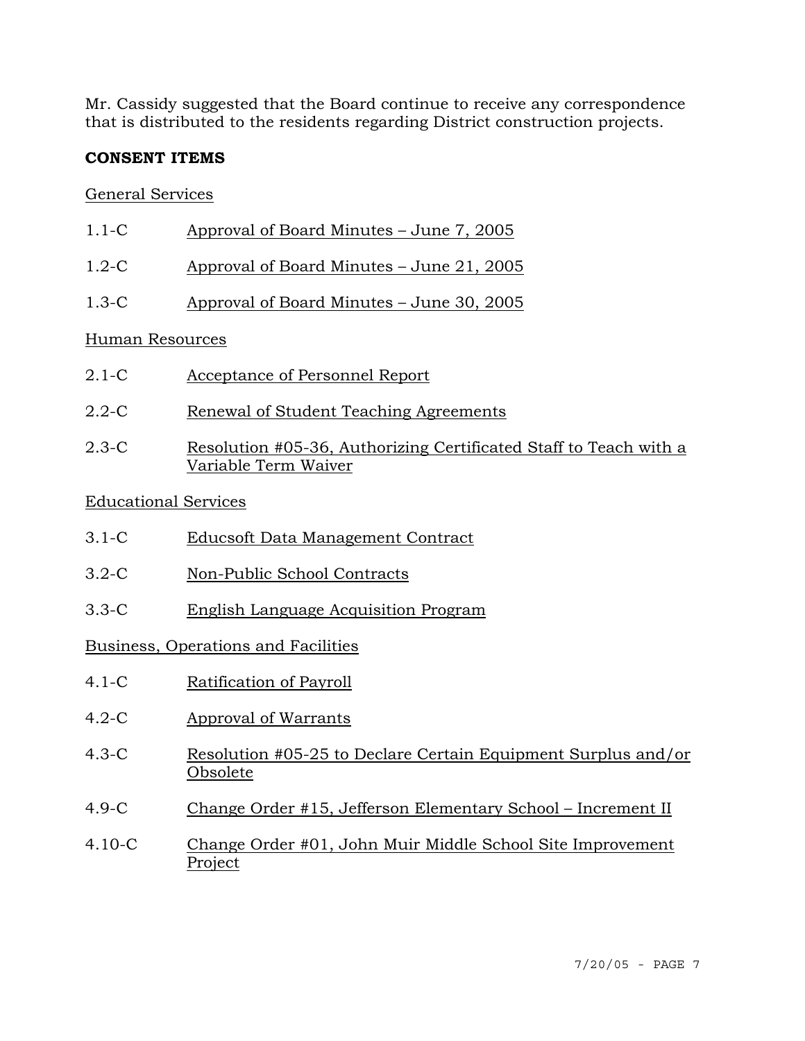Mr. Cassidy suggested that the Board continue to receive any correspondence that is distributed to the residents regarding District construction projects.

**CONSENT ITEMS**

General Services

1.1-C Approval of Board Minutes – June 7, 2005

1.2-C Approval of Board Minutes – June 21, 2005

1.3-C Approval of Board Minutes – June 30, 2005

Human Resources

2.1-C Acceptance of Personnel Report

2.2-C Renewal of Student Teaching Agreements

2.3-C Resolution #05-36, Authorizing Certificated Staff to Teach with a Variable Term Waiver

Educational Services

3.1-C Educsoft Data Management Contract

3.2-C Non-Public School Contracts

3.3-C English Language Acquisition Program

Business, Operations and Facilities

4.1-C Ratification of Payroll

4.2-C Approval of Warrants

4.3-C Resolution #05-25 to Declare Certain Equipment Surplus and/or Obsolete

4.9-C Change Order #15, Jefferson Elementary School – Increment II

4.10-C Change Order #01, John Muir Middle School Site Improvement Project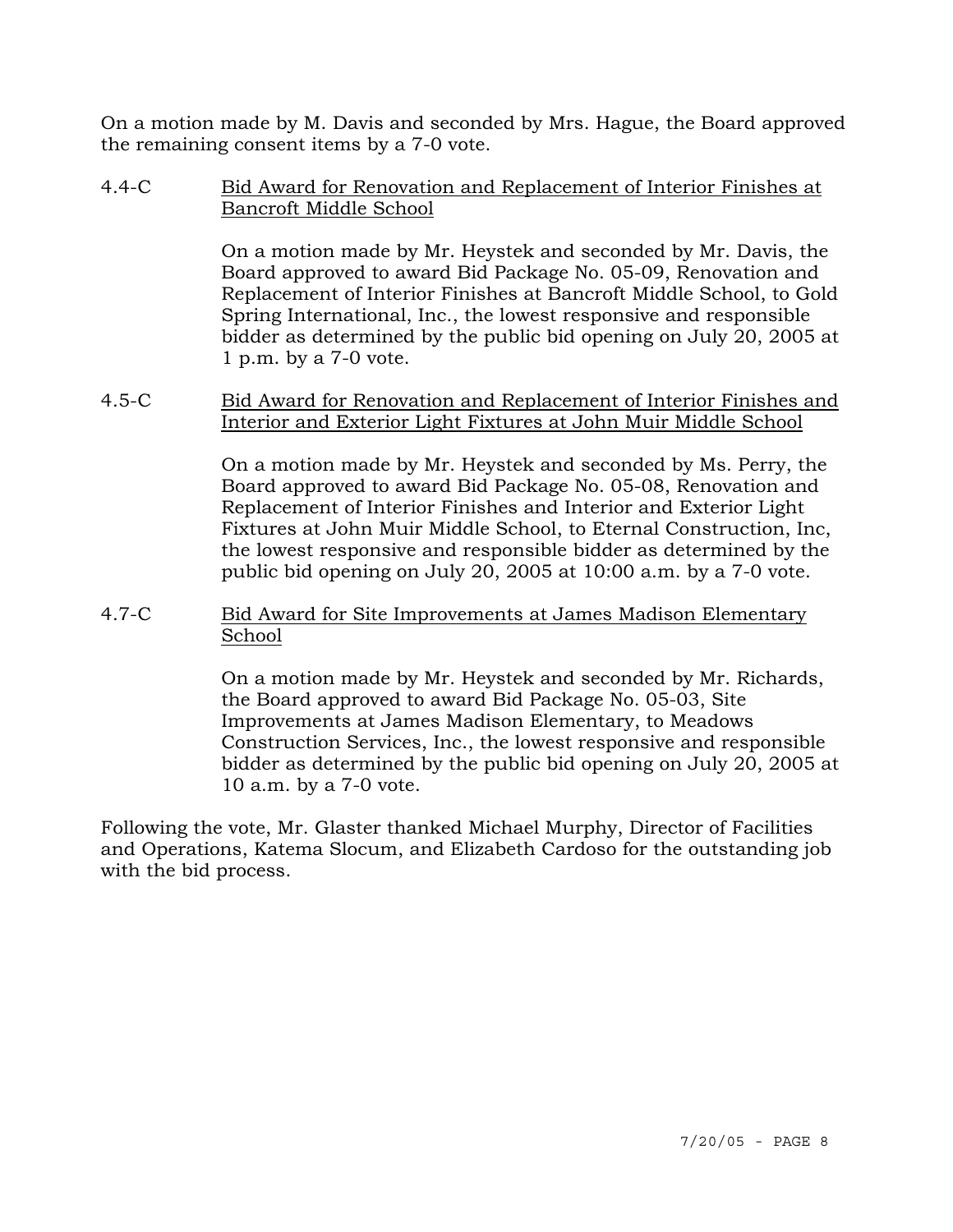On a motion made by M. Davis and seconded by Mrs. Hague, the Board approved the remaining consent items by a 7-0 vote.

4.4-C <u>Bid Award for Renovation and Replacement of Interior Finishes at Bancroft Middle School</u>

On a motion made by Mr. Heystek and seconded by Mr. Davis, the Board approved to award Bid Package No. 05-09, Renovation and Replacement of Interior Finishes at Bancroft Middle School, to Gold Spring International, Inc., the lowest responsive and responsible bidder as determined by the public bid opening on July 20, 2005 at 1 p.m. by a 7-0 vote.

4.5-C <u>Bid Award for Renovation and Replacement of Interior Finishes and Interior and Exterior Light Fixtures at John Muir Middle School</u>

On a motion made by Mr. Heystek and seconded by Ms. Perry, the Board approved to award Bid Package No. 05-08, Renovation and Replacement of Interior Finishes and Interior and Exterior Light Fixtures at John Muir Middle School, to Eternal Construction, Inc, the lowest responsive and responsible bidder as determined by the public bid opening on July 20, 2005 at 10:00 a.m. by a 7-0 vote.

4.7-C <u>Bid Award for Site Improvements at James Madison Elementary School</u>

On a motion made by Mr. Heystek and seconded by Mr. Richards, the Board approved to award Bid Package No. 05-03, Site Improvements at James Madison Elementary, to Meadows Construction Services, Inc., the lowest responsive and responsible bidder as determined by the public bid opening on July 20, 2005 at 10 a.m. by a 7-0 vote.

Following the vote, Mr. Glaster thanked Michael Murphy, Director of Facilities and Operations, Katema Slocum, and Elizabeth Cardoso for the outstanding job with the bid process.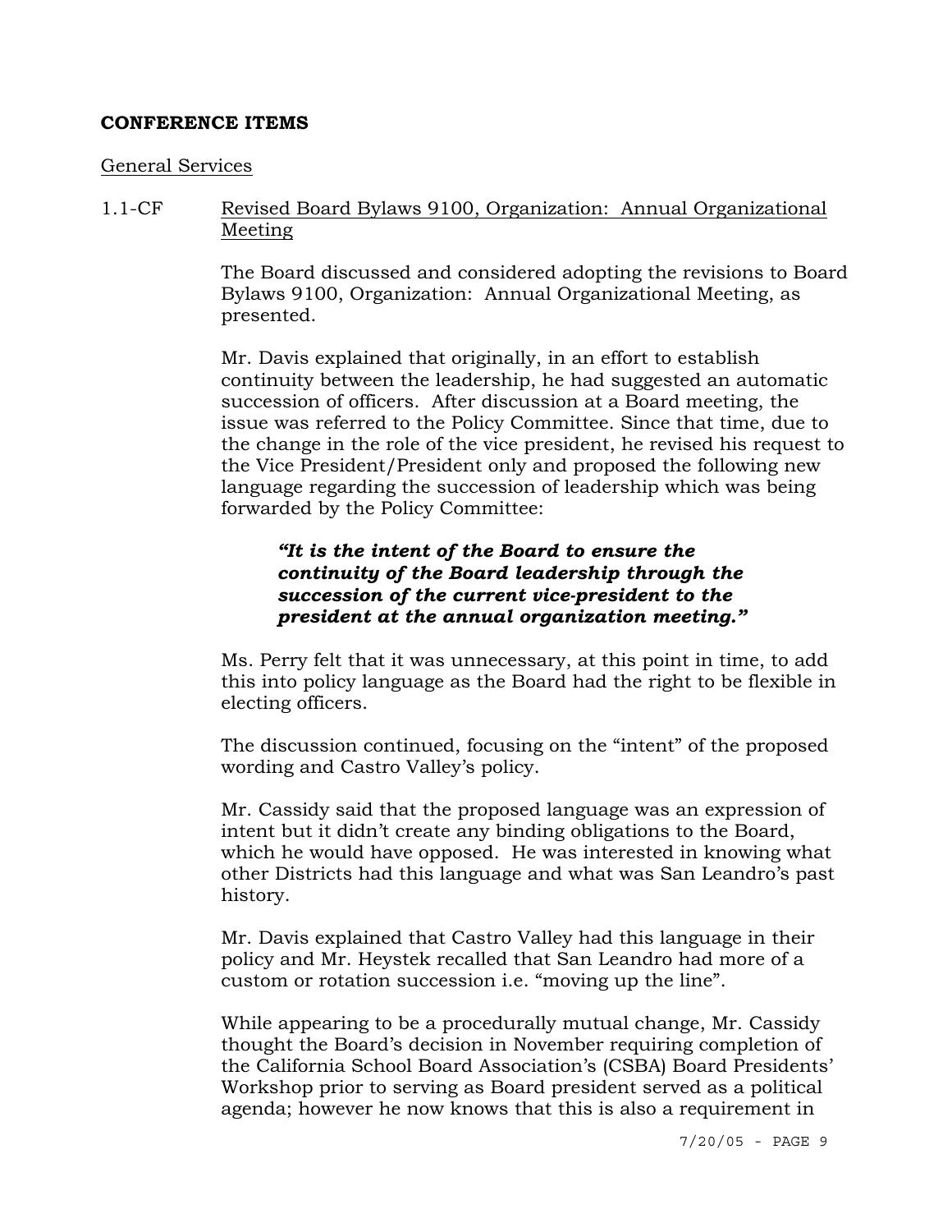**CONFERENCE ITEMS**

General Services

1.1-CF Revised Board Bylaws 9100, Organization: Annual Organizational Meeting

The Board discussed and considered adopting the revisions to Board Bylaws 9100, Organization: Annual Organizational Meeting, as presented.

Mr. Davis explained that originally, in an effort to establish continuity between the leadership, he had suggested an automatic succession of officers. After discussion at a Board meeting, the issue was referred to the Policy Committee. Since that time, due to the change in the role of the vice president, he revised his request to the Vice President/President only and proposed the following new language regarding the succession of leadership which was being forwarded by the Policy Committee:

> ***"It is the intent of the Board to ensure the continuity of the Board leadership through the succession of the current vice-president to the president at the annual organization meeting."***

Ms. Perry felt that it was unnecessary, at this point in time, to add this into policy language as the Board had the right to be flexible in electing officers.

The discussion continued, focusing on the "intent" of the proposed wording and Castro Valley's policy.

Mr. Cassidy said that the proposed language was an expression of intent but it didn't create any binding obligations to the Board, which he would have opposed. He was interested in knowing what other Districts had this language and what was San Leandro's past history.

Mr. Davis explained that Castro Valley had this language in their policy and Mr. Heystek recalled that San Leandro had more of a custom or rotation succession i.e. "moving up the line".

While appearing to be a procedurally mutual change, Mr. Cassidy thought the Board's decision in November requiring completion of the California School Board Association's (CSBA) Board Presidents' Workshop prior to serving as Board president served as a political agenda; however he now knows that this is also a requirement in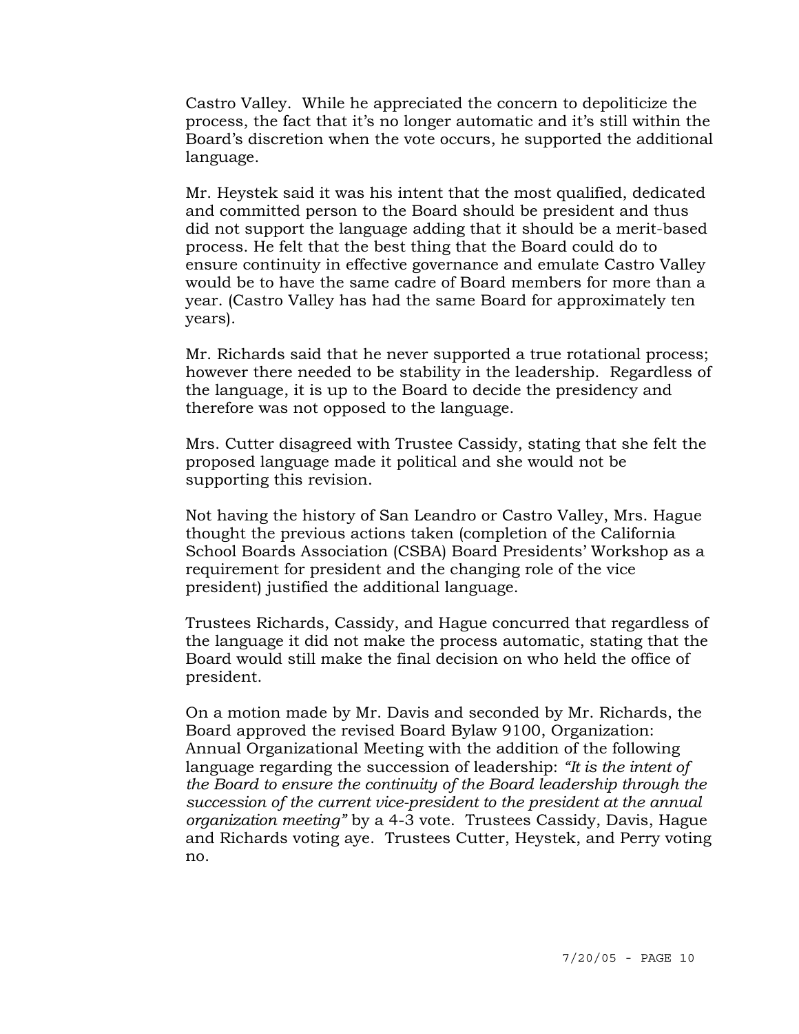Castro Valley. While he appreciated the concern to depoliticize the process, the fact that it's no longer automatic and it's still within the Board's discretion when the vote occurs, he supported the additional language.

Mr. Heystek said it was his intent that the most qualified, dedicated and committed person to the Board should be president and thus did not support the language adding that it should be a merit-based process. He felt that the best thing that the Board could do to ensure continuity in effective governance and emulate Castro Valley would be to have the same cadre of Board members for more than a year. (Castro Valley has had the same Board for approximately ten years).

Mr. Richards said that he never supported a true rotational process; however there needed to be stability in the leadership. Regardless of the language, it is up to the Board to decide the presidency and therefore was not opposed to the language.

Mrs. Cutter disagreed with Trustee Cassidy, stating that she felt the proposed language made it political and she would not be supporting this revision.

Not having the history of San Leandro or Castro Valley, Mrs. Hague thought the previous actions taken (completion of the California School Boards Association (CSBA) Board Presidents' Workshop as a requirement for president and the changing role of the vice president) justified the additional language.

Trustees Richards, Cassidy, and Hague concurred that regardless of the language it did not make the process automatic, stating that the Board would still make the final decision on who held the office of president.

On a motion made by Mr. Davis and seconded by Mr. Richards, the Board approved the revised Board Bylaw 9100, Organization: Annual Organizational Meeting with the addition of the following language regarding the succession of leadership: *"It is the intent of the Board to ensure the continuity of the Board leadership through the succession of the current vice-president to the president at the annual organization meeting"* by a 4-3 vote. Trustees Cassidy, Davis, Hague and Richards voting aye. Trustees Cutter, Heystek, and Perry voting no.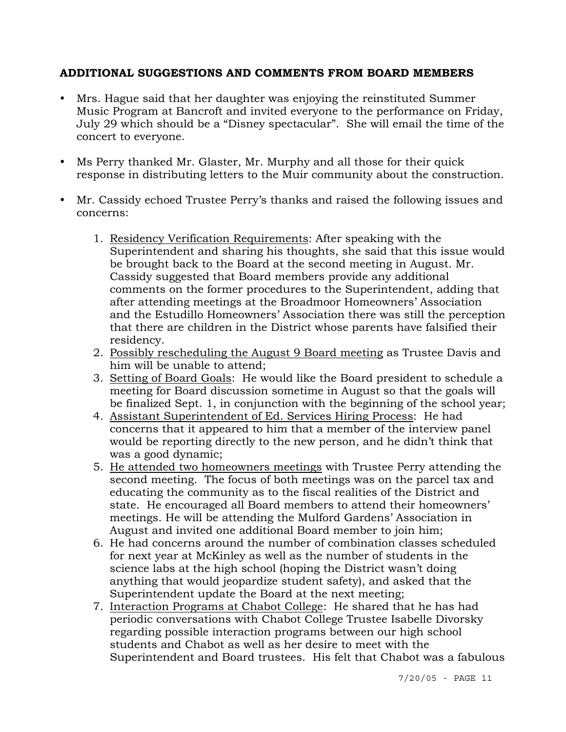## ADDITIONAL SUGGESTIONS AND COMMENTS FROM BOARD MEMBERS

- Mrs. Hague said that her daughter was enjoying the reinstituted Summer Music Program at Bancroft and invited everyone to the performance on Friday, July 29 which should be a "Disney spectacular". She will email the time of the concert to everyone.

- Ms Perry thanked Mr. Glaster, Mr. Murphy and all those for their quick response in distributing letters to the Muir community about the construction.

- Mr. Cassidy echoed Trustee Perry's thanks and raised the following issues and concerns:

    1. <u>Residency Verification Requirements</u>: After speaking with the Superintendent and sharing his thoughts, she said that this issue would be brought back to the Board at the second meeting in August. Mr. Cassidy suggested that Board members provide any additional comments on the former procedures to the Superintendent, adding that after attending meetings at the Broadmoor Homeowners' Association and the Estudillo Homeowners' Association there was still the perception that there are children in the District whose parents have falsified their residency.
    2. <u>Possibly rescheduling the August 9 Board meeting</u> as Trustee Davis and him will be unable to attend;
    3. <u>Setting of Board Goals</u>: He would like the Board president to schedule a meeting for Board discussion sometime in August so that the goals will be finalized Sept. 1, in conjunction with the beginning of the school year;
    4. <u>Assistant Superintendent of Ed. Services Hiring Process</u>: He had concerns that it appeared to him that a member of the interview panel would be reporting directly to the new person, and he didn't think that was a good dynamic;
    5. <u>He attended two homeowners meetings</u> with Trustee Perry attending the second meeting. The focus of both meetings was on the parcel tax and educating the community as to the fiscal realities of the District and state. He encouraged all Board members to attend their homeowners' meetings. He will be attending the Mulford Gardens' Association in August and invited one additional Board member to join him;
    6. He had concerns around the number of combination classes scheduled for next year at McKinley as well as the number of students in the science labs at the high school (hoping the District wasn't doing anything that would jeopardize student safety), and asked that the Superintendent update the Board at the next meeting;
    7. <u>Interaction Programs at Chabot College</u>: He shared that he has had periodic conversations with Chabot College Trustee Isabelle Divorsky regarding possible interaction programs between our high school students and Chabot as well as her desire to meet with the Superintendent and Board trustees. His felt that Chabot was a fabulous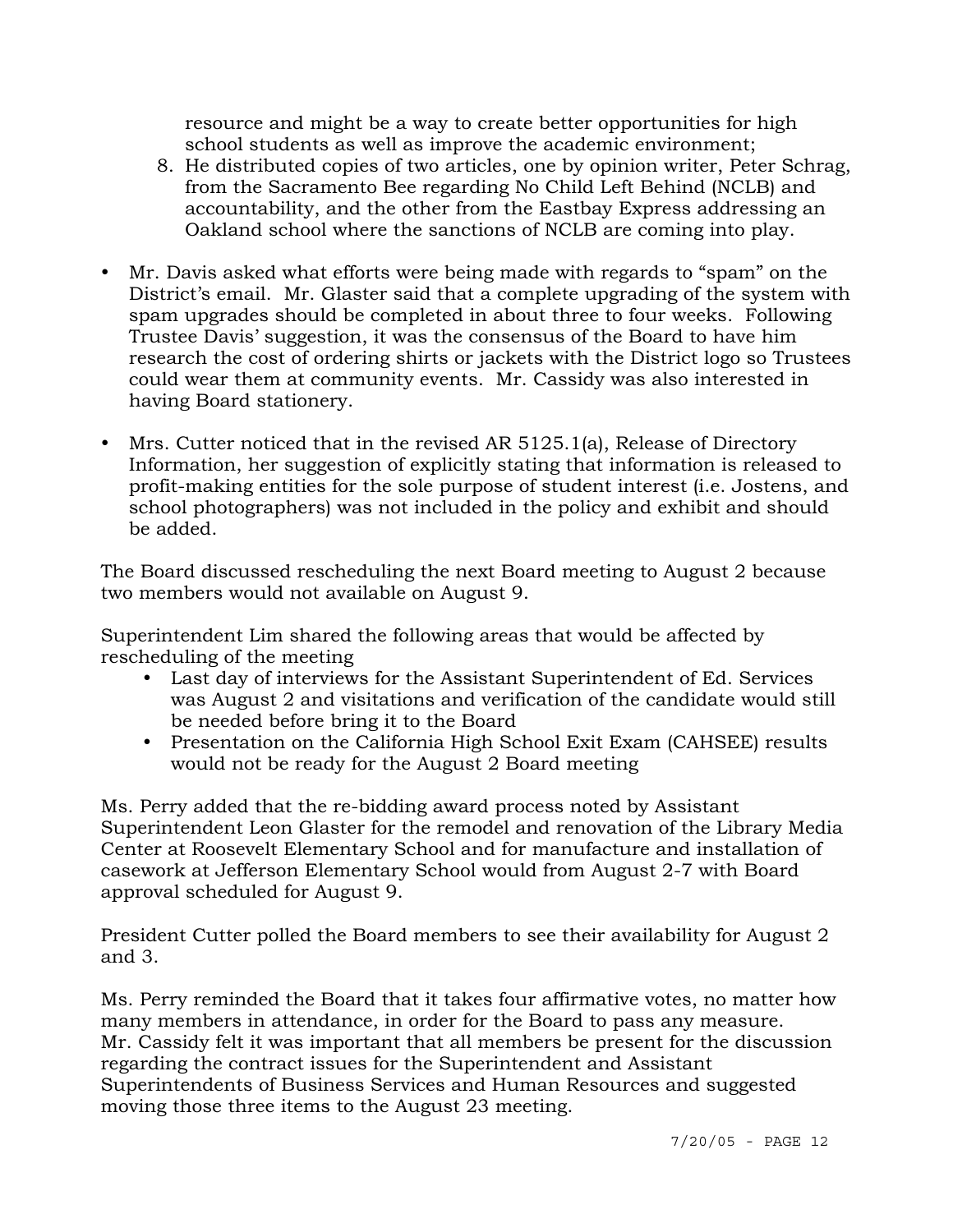resource and might be a way to create better opportunities for high school students as well as improve the academic environment;

8. He distributed copies of two articles, one by opinion writer, Peter Schrag, from the Sacramento Bee regarding No Child Left Behind (NCLB) and accountability, and the other from the Eastbay Express addressing an Oakland school where the sanctions of NCLB are coming into play.

- Mr. Davis asked what efforts were being made with regards to "spam" on the District's email. Mr. Glaster said that a complete upgrading of the system with spam upgrades should be completed in about three to four weeks. Following Trustee Davis' suggestion, it was the consensus of the Board to have him research the cost of ordering shirts or jackets with the District logo so Trustees could wear them at community events. Mr. Cassidy was also interested in having Board stationery.

- Mrs. Cutter noticed that in the revised AR 5125.1(a), Release of Directory Information, her suggestion of explicitly stating that information is released to profit-making entities for the sole purpose of student interest (i.e. Jostens, and school photographers) was not included in the policy and exhibit and should be added.

The Board discussed rescheduling the next Board meeting to August 2 because two members would not available on August 9.

Superintendent Lim shared the following areas that would be affected by rescheduling of the meeting

- Last day of interviews for the Assistant Superintendent of Ed. Services was August 2 and visitations and verification of the candidate would still be needed before bring it to the Board
- Presentation on the California High School Exit Exam (CAHSEE) results would not be ready for the August 2 Board meeting

Ms. Perry added that the re-bidding award process noted by Assistant Superintendent Leon Glaster for the remodel and renovation of the Library Media Center at Roosevelt Elementary School and for manufacture and installation of casework at Jefferson Elementary School would from August 2-7 with Board approval scheduled for August 9.

President Cutter polled the Board members to see their availability for August 2 and 3.

Ms. Perry reminded the Board that it takes four affirmative votes, no matter how many members in attendance, in order for the Board to pass any measure. Mr. Cassidy felt it was important that all members be present for the discussion regarding the contract issues for the Superintendent and Assistant Superintendents of Business Services and Human Resources and suggested moving those three items to the August 23 meeting.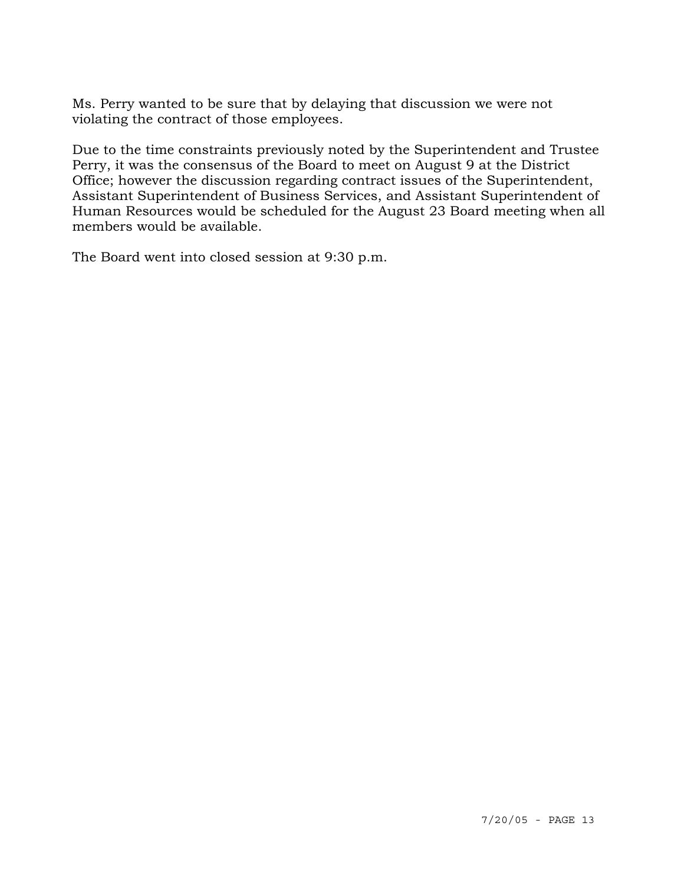Ms. Perry wanted to be sure that by delaying that discussion we were not violating the contract of those employees.

Due to the time constraints previously noted by the Superintendent and Trustee Perry, it was the consensus of the Board to meet on August 9 at the District Office; however the discussion regarding contract issues of the Superintendent, Assistant Superintendent of Business Services, and Assistant Superintendent of Human Resources would be scheduled for the August 23 Board meeting when all members would be available.

The Board went into closed session at 9:30 p.m.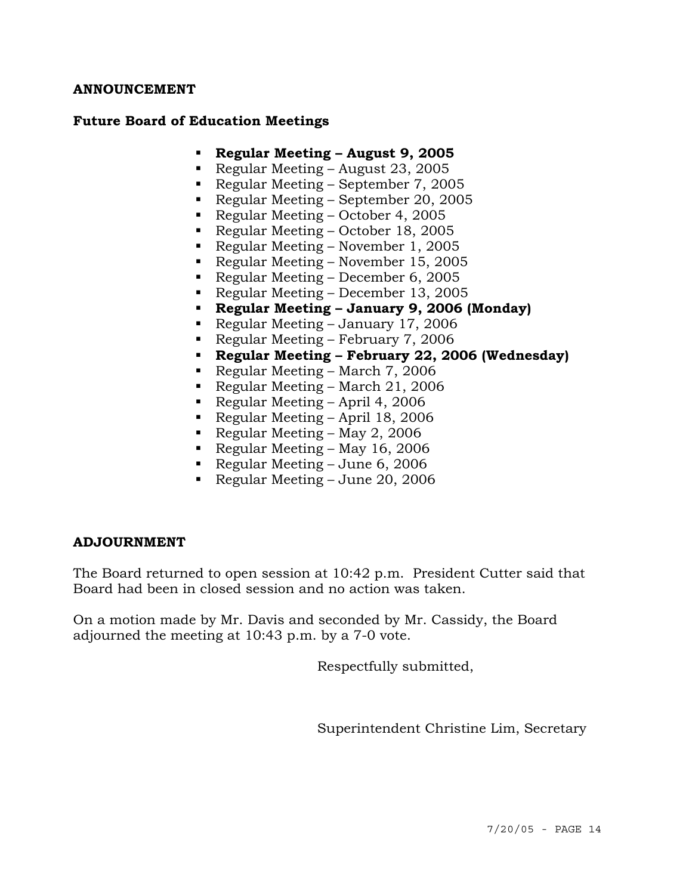**ANNOUNCEMENT**

**Future Board of Education Meetings**

- **Regular Meeting – August 9, 2005**
- Regular Meeting – August 23, 2005
- Regular Meeting – September 7, 2005
- Regular Meeting – September 20, 2005
- Regular Meeting – October 4, 2005
- Regular Meeting – October 18, 2005
- Regular Meeting – November 1, 2005
- Regular Meeting – November 15, 2005
- Regular Meeting – December 6, 2005
- Regular Meeting – December 13, 2005
- **Regular Meeting – January 9, 2006 (Monday)**
- Regular Meeting – January 17, 2006
- Regular Meeting – February 7, 2006
- **Regular Meeting – February 22, 2006 (Wednesday)**
- Regular Meeting – March 7, 2006
- Regular Meeting – March 21, 2006
- Regular Meeting – April 4, 2006
- Regular Meeting – April 18, 2006
- Regular Meeting – May 2, 2006
- Regular Meeting – May 16, 2006
- Regular Meeting – June 6, 2006
- Regular Meeting – June 20, 2006

**ADJOURNMENT**

The Board returned to open session at 10:42 p.m. President Cutter said that Board had been in closed session and no action was taken.

On a motion made by Mr. Davis and seconded by Mr. Cassidy, the Board adjourned the meeting at 10:43 p.m. by a 7-0 vote.

Respectfully submitted,

Superintendent Christine Lim, Secretary